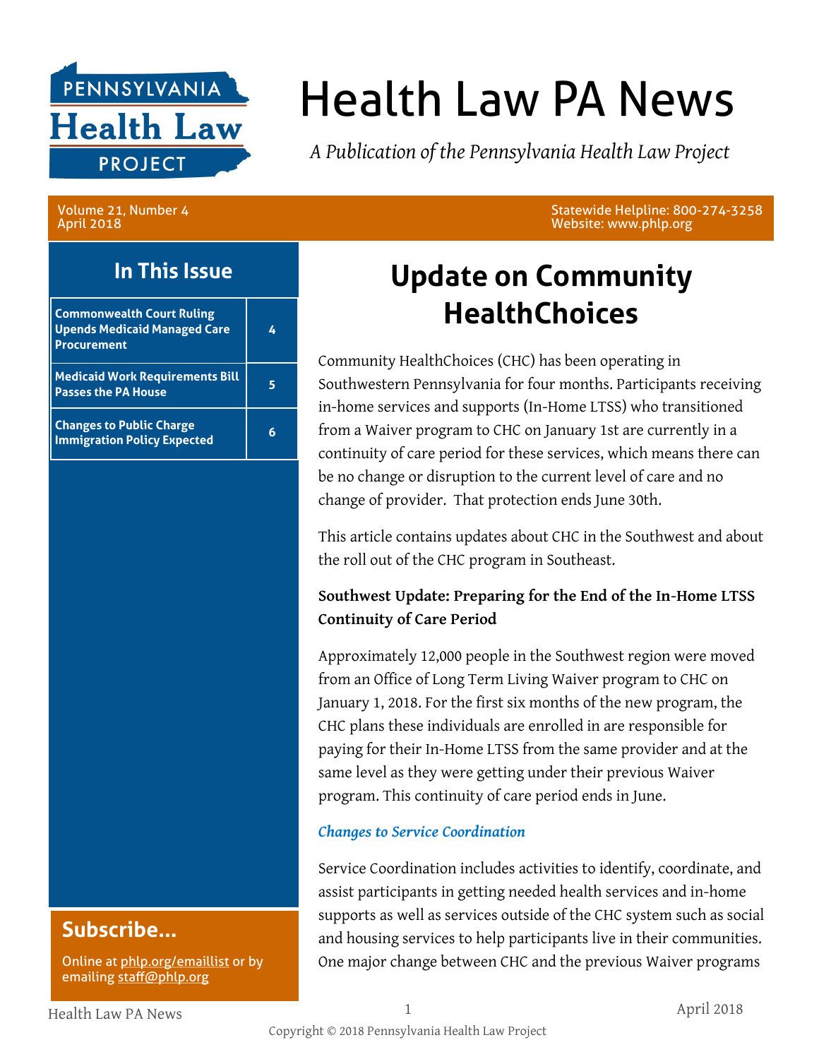# Health Law PA News

*A Publication of the Pennsylvania Health Law Project*

Volume 21, Number 4
April 2018

Statewide Helpline: 800-274-3258
Website: www.phlp.org

## In This Issue

| | |
|---|---|
| **Commonwealth Court Ruling Upends Medicaid Managed Care Procurement** | 4 |
| **Medicaid Work Requirements Bill Passes the PA House** | 5 |
| **Changes to Public Charge Immigration Policy Expected** | 6 |

## Subscribe...

Online at phlp.org/emaillist or by emailing staff@phlp.org

# Update on Community HealthChoices

Community HealthChoices (CHC) has been operating in Southwestern Pennsylvania for four months. Participants receiving in-home services and supports (In-Home LTSS) who transitioned from a Waiver program to CHC on January 1st are currently in a continuity of care period for these services, which means there can be no change or disruption to the current level of care and no change of provider. That protection ends June 30th.

This article contains updates about CHC in the Southwest and about the roll out of the CHC program in Southeast.

**Southwest Update: Preparing for the End of the In-Home LTSS Continuity of Care Period**

Approximately 12,000 people in the Southwest region were moved from an Office of Long Term Living Waiver program to CHC on January 1, 2018. For the first six months of the new program, the CHC plans these individuals are enrolled in are responsible for paying for their In-Home LTSS from the same provider and at the same level as they were getting under their previous Waiver program. This continuity of care period ends in June.

***Changes to Service Coordination***

Service Coordination includes activities to identify, coordinate, and assist participants in getting needed health services and in-home supports as well as services outside of the CHC system such as social and housing services to help participants live in their communities. One major change between CHC and the previous Waiver programs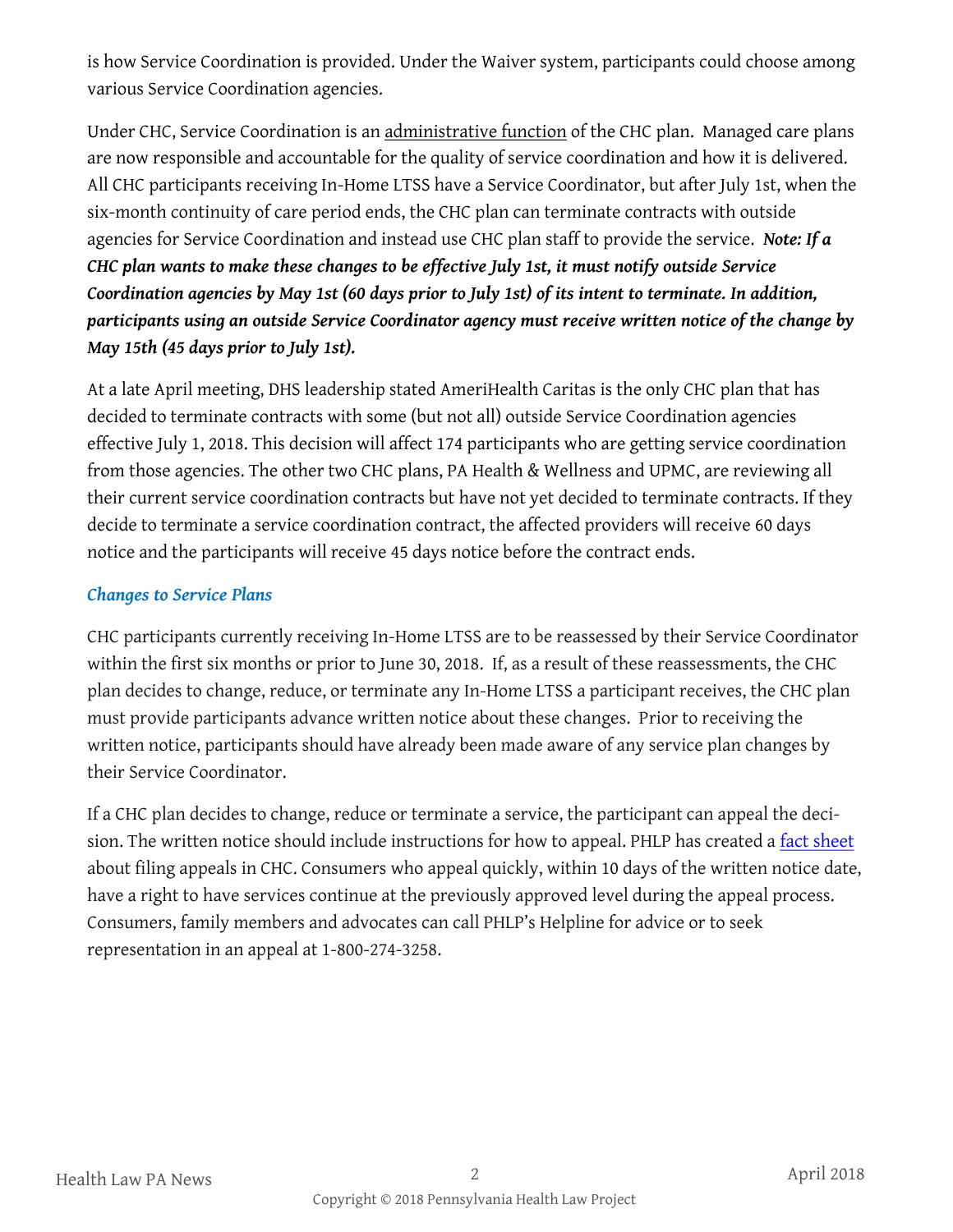is how Service Coordination is provided. Under the Waiver system, participants could choose among various Service Coordination agencies.

Under CHC, Service Coordination is an administrative function of the CHC plan. Managed care plans are now responsible and accountable for the quality of service coordination and how it is delivered. All CHC participants receiving In-Home LTSS have a Service Coordinator, but after July 1st, when the six-month continuity of care period ends, the CHC plan can terminate contracts with outside agencies for Service Coordination and instead use CHC plan staff to provide the service. ***Note: If a CHC plan wants to make these changes to be effective July 1st, it must notify outside Service Coordination agencies by May 1st (60 days prior to July 1st) of its intent to terminate. In addition, participants using an outside Service Coordinator agency must receive written notice of the change by May 15th (45 days prior to July 1st).***

At a late April meeting, DHS leadership stated AmeriHealth Caritas is the only CHC plan that has decided to terminate contracts with some (but not all) outside Service Coordination agencies effective July 1, 2018. This decision will affect 174 participants who are getting service coordination from those agencies. The other two CHC plans, PA Health & Wellness and UPMC, are reviewing all their current service coordination contracts but have not yet decided to terminate contracts. If they decide to terminate a service coordination contract, the affected providers will receive 60 days notice and the participants will receive 45 days notice before the contract ends.

### *Changes to Service Plans*

CHC participants currently receiving In-Home LTSS are to be reassessed by their Service Coordinator within the first six months or prior to June 30, 2018. If, as a result of these reassessments, the CHC plan decides to change, reduce, or terminate any In-Home LTSS a participant receives, the CHC plan must provide participants advance written notice about these changes. Prior to receiving the written notice, participants should have already been made aware of any service plan changes by their Service Coordinator.

If a CHC plan decides to change, reduce or terminate a service, the participant can appeal the decision. The written notice should include instructions for how to appeal. PHLP has created a fact sheet about filing appeals in CHC. Consumers who appeal quickly, within 10 days of the written notice date, have a right to have services continue at the previously approved level during the appeal process. Consumers, family members and advocates can call PHLP's Helpline for advice or to seek representation in an appeal at 1-800-274-3258.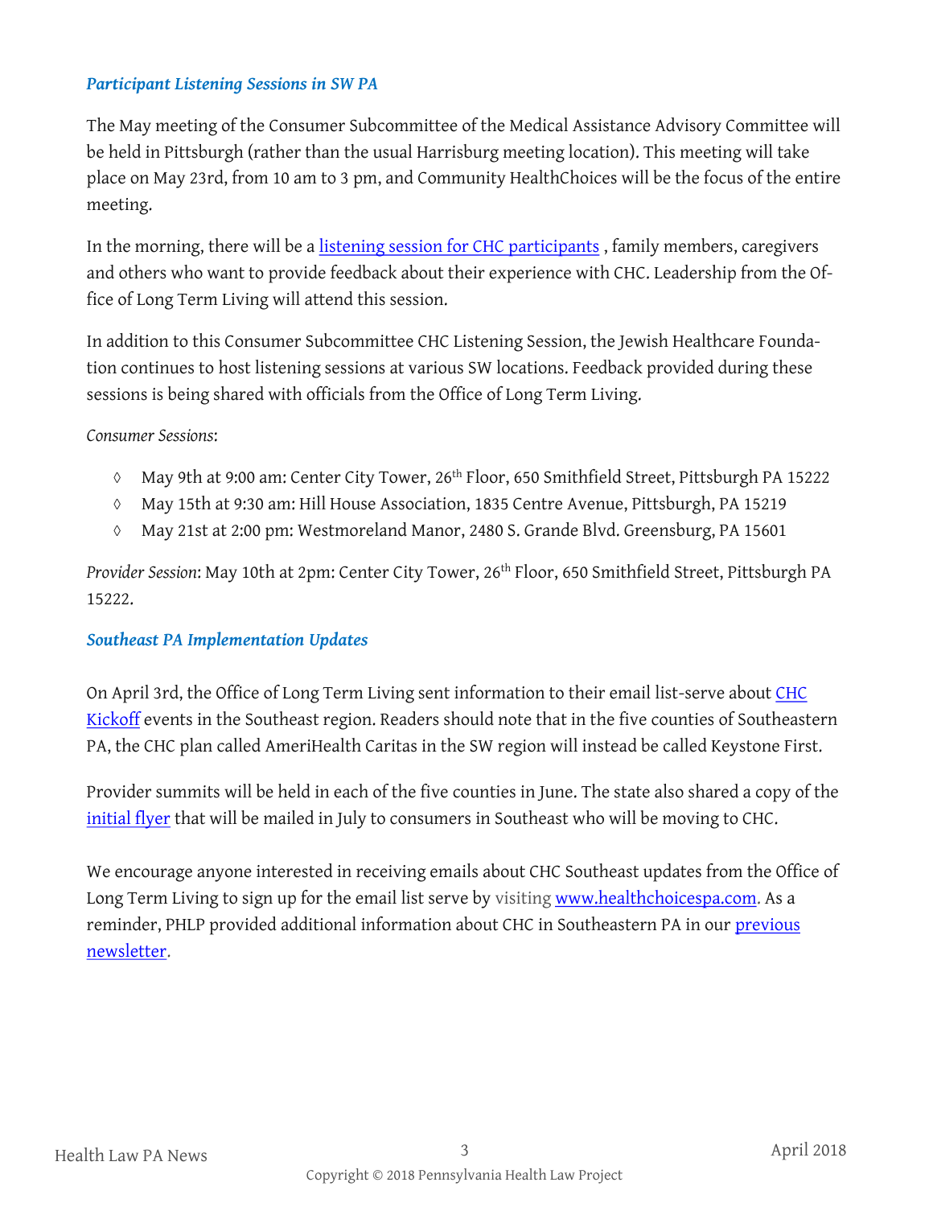### *Participant Listening Sessions in SW PA*

The May meeting of the Consumer Subcommittee of the Medical Assistance Advisory Committee will be held in Pittsburgh (rather than the usual Harrisburg meeting location). This meeting will take place on May 23rd, from 10 am to 3 pm, and Community HealthChoices will be the focus of the entire meeting.

In the morning, there will be a listening session for CHC participants , family members, caregivers and others who want to provide feedback about their experience with CHC. Leadership from the Office of Long Term Living will attend this session.

In addition to this Consumer Subcommittee CHC Listening Session, the Jewish Healthcare Foundation continues to host listening sessions at various SW locations. Feedback provided during these sessions is being shared with officials from the Office of Long Term Living.

*Consumer Sessions*:

- May 9th at 9:00 am: Center City Tower, 26th Floor, 650 Smithfield Street, Pittsburgh PA 15222
- May 15th at 9:30 am: Hill House Association, 1835 Centre Avenue, Pittsburgh, PA 15219
- May 21st at 2:00 pm: Westmoreland Manor, 2480 S. Grande Blvd. Greensburg, PA 15601

*Provider Session*: May 10th at 2pm: Center City Tower, 26th Floor, 650 Smithfield Street, Pittsburgh PA 15222.

### *Southeast PA Implementation Updates*

On April 3rd, the Office of Long Term Living sent information to their email list-serve about CHC Kickoff events in the Southeast region. Readers should note that in the five counties of Southeastern PA, the CHC plan called AmeriHealth Caritas in the SW region will instead be called Keystone First.

Provider summits will be held in each of the five counties in June. The state also shared a copy of the initial flyer that will be mailed in July to consumers in Southeast who will be moving to CHC.

We encourage anyone interested in receiving emails about CHC Southeast updates from the Office of Long Term Living to sign up for the email list serve by visiting www.healthchoicespa.com. As a reminder, PHLP provided additional information about CHC in Southeastern PA in our previous newsletter.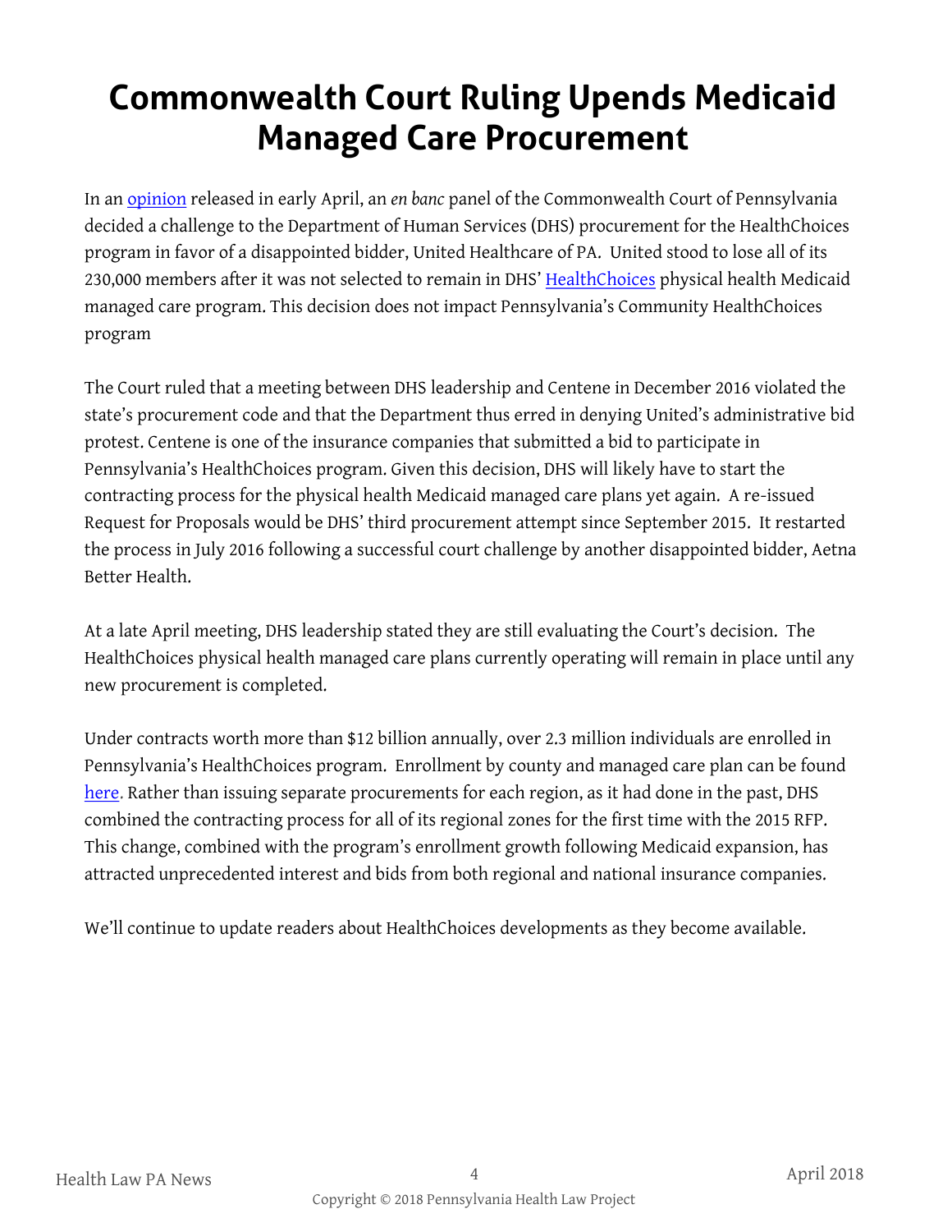# Commonwealth Court Ruling Upends Medicaid Managed Care Procurement

In an opinion released in early April, an *en banc* panel of the Commonwealth Court of Pennsylvania decided a challenge to the Department of Human Services (DHS) procurement for the HealthChoices program in favor of a disappointed bidder, United Healthcare of PA. United stood to lose all of its 230,000 members after it was not selected to remain in DHS' HealthChoices physical health Medicaid managed care program. This decision does not impact Pennsylvania's Community HealthChoices program

The Court ruled that a meeting between DHS leadership and Centene in December 2016 violated the state's procurement code and that the Department thus erred in denying United's administrative bid protest. Centene is one of the insurance companies that submitted a bid to participate in Pennsylvania's HealthChoices program. Given this decision, DHS will likely have to start the contracting process for the physical health Medicaid managed care plans yet again. A re-issued Request for Proposals would be DHS' third procurement attempt since September 2015. It restarted the process in July 2016 following a successful court challenge by another disappointed bidder, Aetna Better Health.

At a late April meeting, DHS leadership stated they are still evaluating the Court's decision. The HealthChoices physical health managed care plans currently operating will remain in place until any new procurement is completed.

Under contracts worth more than $12 billion annually, over 2.3 million individuals are enrolled in Pennsylvania's HealthChoices program. Enrollment by county and managed care plan can be found here. Rather than issuing separate procurements for each region, as it had done in the past, DHS combined the contracting process for all of its regional zones for the first time with the 2015 RFP. This change, combined with the program's enrollment growth following Medicaid expansion, has attracted unprecedented interest and bids from both regional and national insurance companies.

We'll continue to update readers about HealthChoices developments as they become available.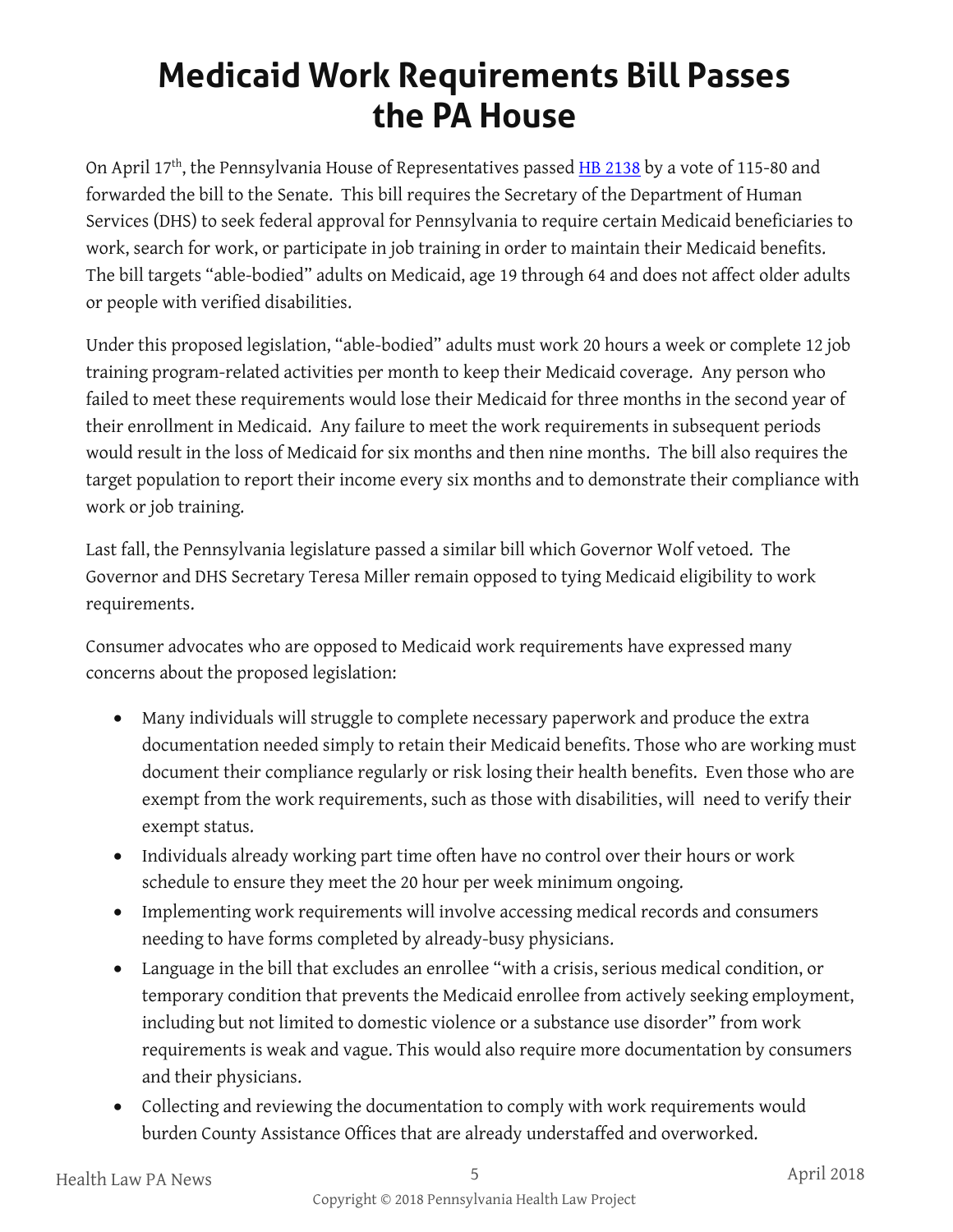# Medicaid Work Requirements Bill Passes the PA House

On April 17th, the Pennsylvania House of Representatives passed [HB 2138](#) by a vote of 115-80 and forwarded the bill to the Senate. This bill requires the Secretary of the Department of Human Services (DHS) to seek federal approval for Pennsylvania to require certain Medicaid beneficiaries to work, search for work, or participate in job training in order to maintain their Medicaid benefits. The bill targets "able-bodied" adults on Medicaid, age 19 through 64 and does not affect older adults or people with verified disabilities.

Under this proposed legislation, "able-bodied" adults must work 20 hours a week or complete 12 job training program-related activities per month to keep their Medicaid coverage. Any person who failed to meet these requirements would lose their Medicaid for three months in the second year of their enrollment in Medicaid. Any failure to meet the work requirements in subsequent periods would result in the loss of Medicaid for six months and then nine months. The bill also requires the target population to report their income every six months and to demonstrate their compliance with work or job training.

Last fall, the Pennsylvania legislature passed a similar bill which Governor Wolf vetoed. The Governor and DHS Secretary Teresa Miller remain opposed to tying Medicaid eligibility to work requirements.

Consumer advocates who are opposed to Medicaid work requirements have expressed many concerns about the proposed legislation:

- Many individuals will struggle to complete necessary paperwork and produce the extra documentation needed simply to retain their Medicaid benefits. Those who are working must document their compliance regularly or risk losing their health benefits. Even those who are exempt from the work requirements, such as those with disabilities, will need to verify their exempt status.
- Individuals already working part time often have no control over their hours or work schedule to ensure they meet the 20 hour per week minimum ongoing.
- Implementing work requirements will involve accessing medical records and consumers needing to have forms completed by already-busy physicians.
- Language in the bill that excludes an enrollee "with a crisis, serious medical condition, or temporary condition that prevents the Medicaid enrollee from actively seeking employment, including but not limited to domestic violence or a substance use disorder" from work requirements is weak and vague. This would also require more documentation by consumers and their physicians.
- Collecting and reviewing the documentation to comply with work requirements would burden County Assistance Offices that are already understaffed and overworked.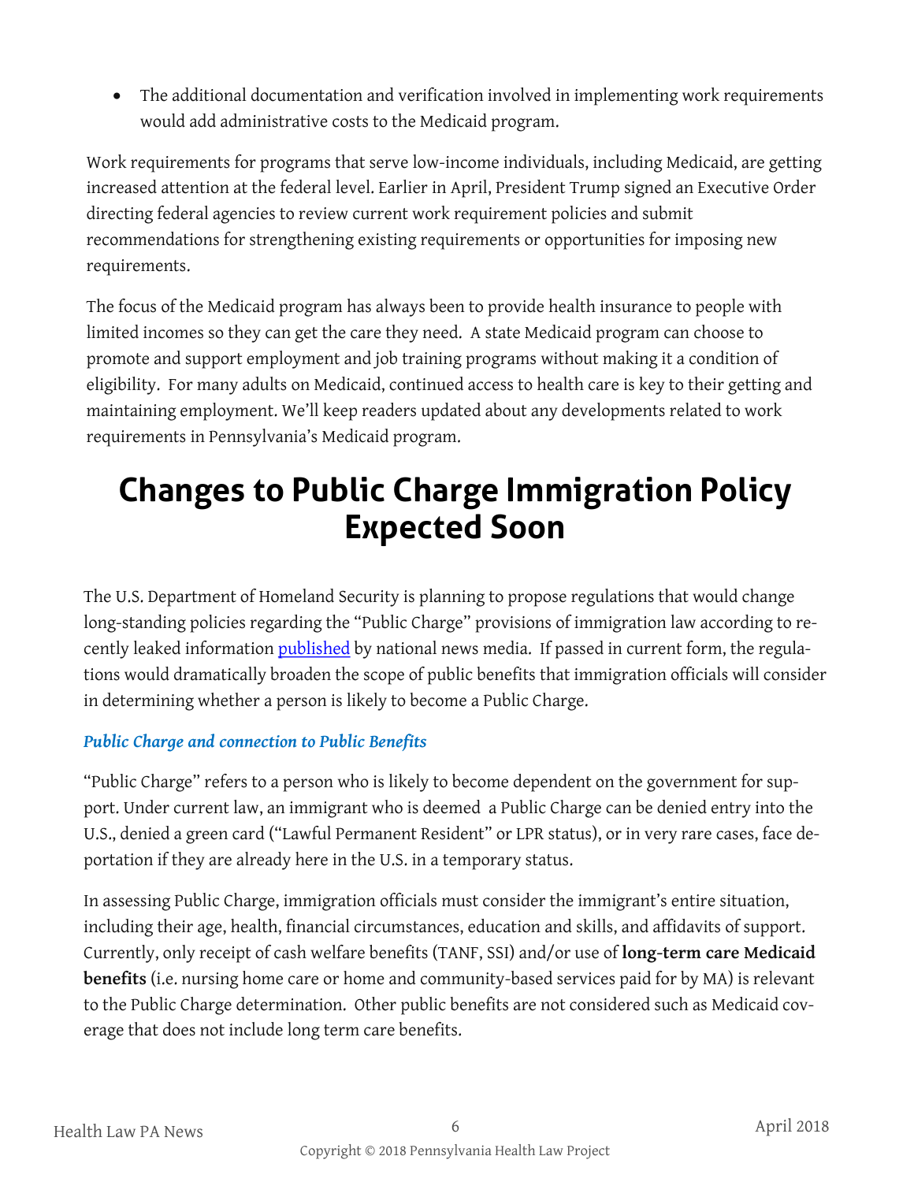- The additional documentation and verification involved in implementing work requirements would add administrative costs to the Medicaid program.

Work requirements for programs that serve low-income individuals, including Medicaid, are getting increased attention at the federal level. Earlier in April, President Trump signed an Executive Order directing federal agencies to review current work requirement policies and submit recommendations for strengthening existing requirements or opportunities for imposing new requirements.

The focus of the Medicaid program has always been to provide health insurance to people with limited incomes so they can get the care they need. A state Medicaid program can choose to promote and support employment and job training programs without making it a condition of eligibility. For many adults on Medicaid, continued access to health care is key to their getting and maintaining employment. We'll keep readers updated about any developments related to work requirements in Pennsylvania's Medicaid program.

# Changes to Public Charge Immigration Policy Expected Soon

The U.S. Department of Homeland Security is planning to propose regulations that would change long-standing policies regarding the "Public Charge" provisions of immigration law according to recently leaked information published by national news media. If passed in current form, the regulations would dramatically broaden the scope of public benefits that immigration officials will consider in determining whether a person is likely to become a Public Charge.

### *Public Charge and connection to Public Benefits*

"Public Charge" refers to a person who is likely to become dependent on the government for support. Under current law, an immigrant who is deemed a Public Charge can be denied entry into the U.S., denied a green card ("Lawful Permanent Resident" or LPR status), or in very rare cases, face deportation if they are already here in the U.S. in a temporary status.

In assessing Public Charge, immigration officials must consider the immigrant's entire situation, including their age, health, financial circumstances, education and skills, and affidavits of support. Currently, only receipt of cash welfare benefits (TANF, SSI) and/or use of **long-term care Medicaid benefits** (i.e. nursing home care or home and community-based services paid for by MA) is relevant to the Public Charge determination. Other public benefits are not considered such as Medicaid coverage that does not include long term care benefits.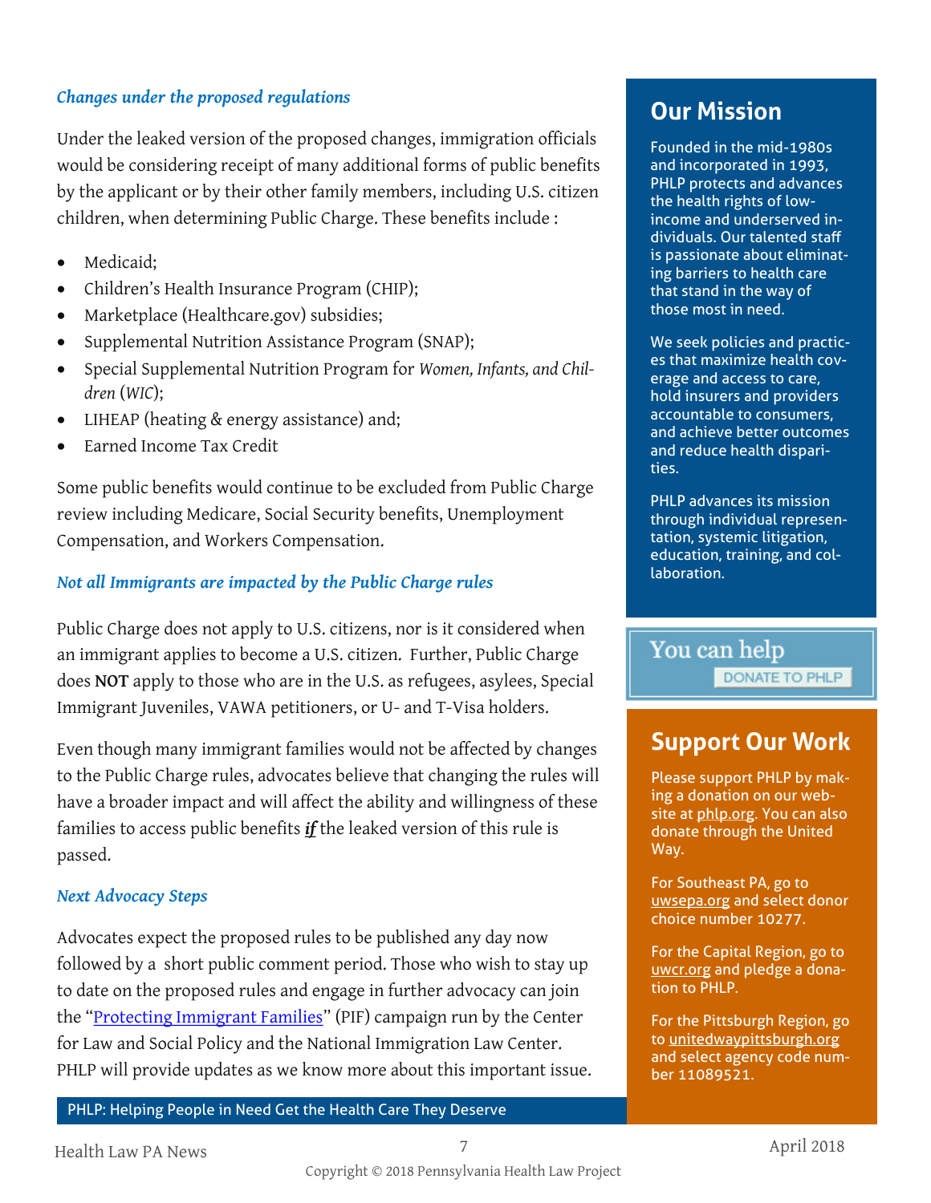### *Changes under the proposed regulations*

Under the leaked version of the proposed changes, immigration officials would be considering receipt of many additional forms of public benefits by the applicant or by their other family members, including U.S. citizen children, when determining Public Charge. These benefits include :

- Medicaid;
- Children's Health Insurance Program (CHIP);
- Marketplace (Healthcare.gov) subsidies;
- Supplemental Nutrition Assistance Program (SNAP);
- Special Supplemental Nutrition Program for *Women, Infants, and Children* (*WIC*);
- LIHEAP (heating & energy assistance) and;
- Earned Income Tax Credit

Some public benefits would continue to be excluded from Public Charge review including Medicare, Social Security benefits, Unemployment Compensation, and Workers Compensation.

### *Not all Immigrants are impacted by the Public Charge rules*

Public Charge does not apply to U.S. citizens, nor is it considered when an immigrant applies to become a U.S. citizen. Further, Public Charge does **NOT** apply to those who are in the U.S. as refugees, asylees, Special Immigrant Juveniles, VAWA petitioners, or U- and T-Visa holders.

Even though many immigrant families would not be affected by changes to the Public Charge rules, advocates believe that changing the rules will have a broader impact and will affect the ability and willingness of these families to access public benefits ***if*** the leaked version of this rule is passed.

### *Next Advocacy Steps*

Advocates expect the proposed rules to be published any day now followed by a short public comment period. Those who wish to stay up to date on the proposed rules and engage in further advocacy can join the "Protecting Immigrant Families" (PIF) campaign run by the Center for Law and Social Policy and the National Immigration Law Center. PHLP will provide updates as we know more about this important issue.

PHLP: Helping People in Need Get the Health Care They Deserve

## Our Mission

Founded in the mid-1980s and incorporated in 1993, PHLP protects and advances the health rights of low-income and underserved individuals. Our talented staff is passionate about eliminating barriers to health care that stand in the way of those most in need.

We seek policies and practices that maximize health coverage and access to care, hold insurers and providers accountable to consumers, and achieve better outcomes and reduce health disparities.

PHLP advances its mission through individual representation, systemic litigation, education, training, and collaboration.

You can help

DONATE TO PHLP

## Support Our Work

Please support PHLP by making a donation on our website at phlp.org. You can also donate through the United Way.

For Southeast PA, go to uwsepa.org and select donor choice number 10277.

For the Capital Region, go to uwcr.org and pledge a donation to PHLP.

For the Pittsburgh Region, go to unitedwaypittsburgh.org and select agency code number 11089521.

Copyright © 2018 Pennsylvania Health Law Project